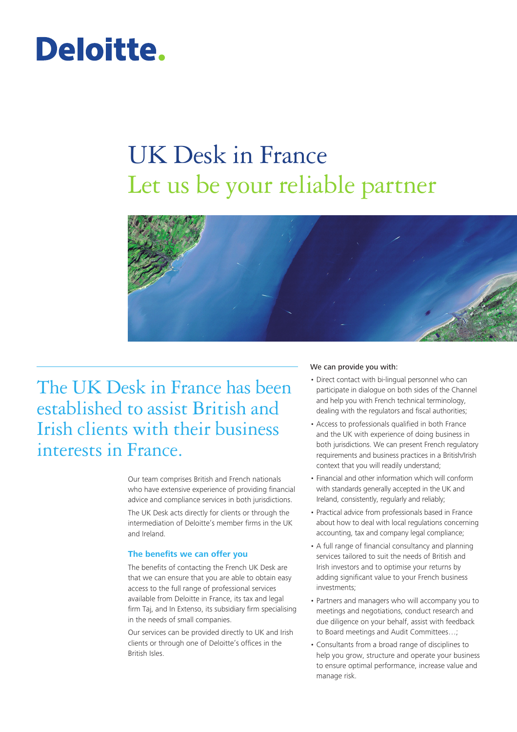Deloitte.

# UK Desk in France

## Let us be your reliable partner

## The UK Desk in France has been established to assist British and Irish clients with their business interests in France.

Our team comprises British and French nationals who have extensive experience of providing financial advice and compliance services in both jurisdictions.

The UK Desk acts directly for clients or through the intermediation of Deloitte's member firms in the UK and Ireland.

### The benefits we can offer you

The benefits of contacting the French UK Desk are that we can ensure that you are able to obtain easy access to the full range of professional services available from Deloitte in France, its tax and legal firm Taj, and In Extenso, its subsidiary firm specialising in the needs of small companies.

Our services can be provided directly to UK and Irish clients or through one of Deloitte's offices in the British Isles.

We can provide you with:

- Direct contact with bi-lingual personnel who can participate in dialogue on both sides of the Channel and help you with French technical terminology, dealing with the regulators and fiscal authorities;
- Access to professionals qualified in both France and the UK with experience of doing business in both jurisdictions. We can present French regulatory requirements and business practices in a British/Irish context that you will readily understand;
- Financial and other information which will conform with standards generally accepted in the UK and Ireland, consistently, regularly and reliably;
- Practical advice from professionals based in France about how to deal with local regulations concerning accounting, tax and company legal compliance;
- A full range of financial consultancy and planning services tailored to suit the needs of British and Irish investors and to optimise your returns by adding significant value to your French business investments;
- Partners and managers who will accompany you to meetings and negotiations, conduct research and due diligence on your behalf, assist with feedback to Board meetings and Audit Committees…;
- Consultants from a broad range of disciplines to help you grow, structure and operate your business to ensure optimal performance, increase value and manage risk.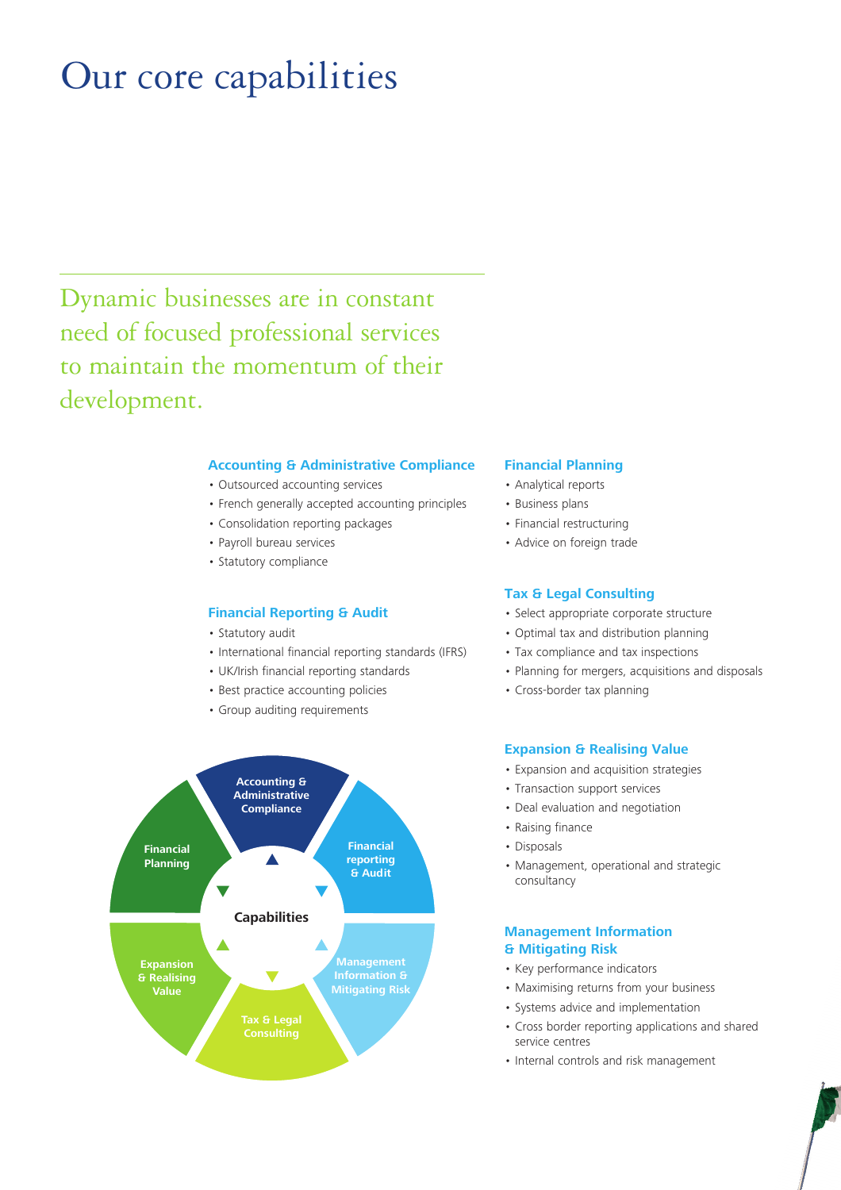# Our core capabilities

Dynamic businesses are in constant need of focused professional services to maintain the momentum of their development.

### Accounting & Administrative Compliance

- Outsourced accounting services
- French generally accepted accounting principles
- Consolidation reporting packages
- Payroll bureau services
- Statutory compliance

### Financial Reporting & Audit

- Statutory audit
- International financial reporting standards (IFRS)
- UK/Irish financial reporting standards
- Best practice accounting policies
- Group auditing requirements

Capabilities: Accounting & Administrative Compliance; Financial reporting & Audit; Management Information & Mitigating Risk; Tax & Legal Consulting; Expansion & Realising Value; Financial Planning

### Financial Planning

- Analytical reports
- Business plans
- Financial restructuring
- Advice on foreign trade

### Tax & Legal Consulting

- Select appropriate corporate structure
- Optimal tax and distribution planning
- Tax compliance and tax inspections
- Planning for mergers, acquisitions and disposals
- Cross-border tax planning

### Expansion & Realising Value

- Expansion and acquisition strategies
- Transaction support services
- Deal evaluation and negotiation
- Raising finance
- Disposals
- Management, operational and strategic consultancy

### Management Information & Mitigating Risk

- Key performance indicators
- Maximising returns from your business
- Systems advice and implementation
- Cross border reporting applications and shared service centres
- Internal controls and risk management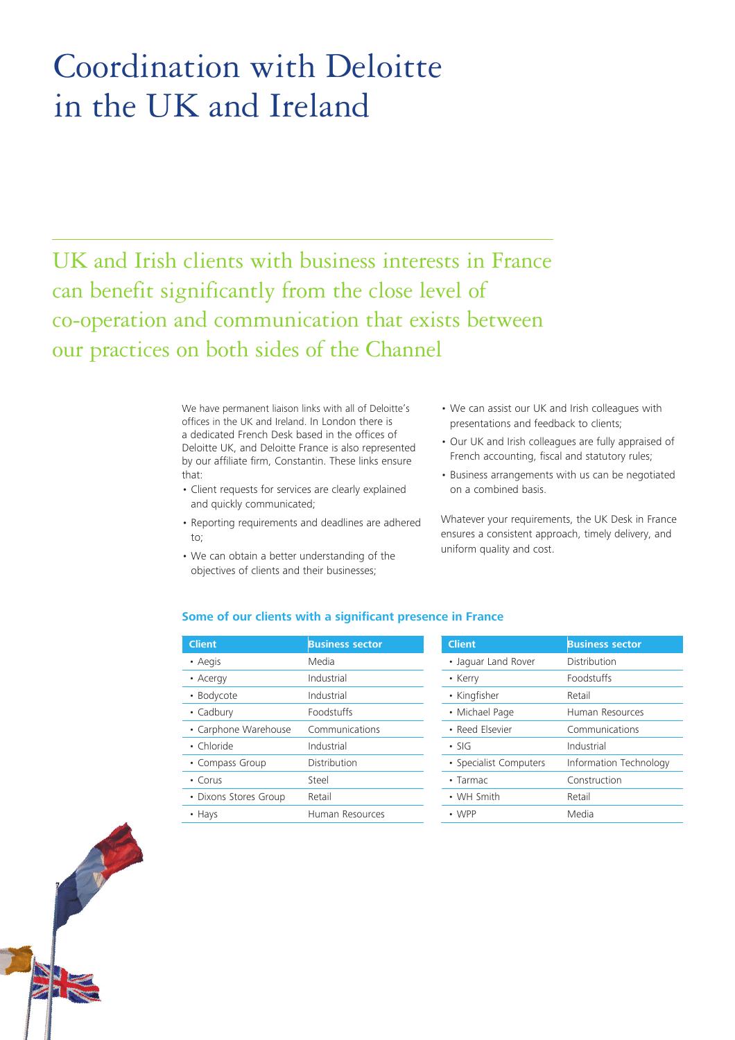# Coordination with Deloitte in the UK and Ireland

## UK and Irish clients with business interests in France can benefit significantly from the close level of co-operation and communication that exists between our practices on both sides of the Channel

We have permanent liaison links with all of Deloitte's offices in the UK and Ireland. In London there is a dedicated French Desk based in the offices of Deloitte UK, and Deloitte France is also represented by our affiliate firm, Constantin. These links ensure that:

- Client requests for services are clearly explained and quickly communicated;
- Reporting requirements and deadlines are adhered to;
- We can obtain a better understanding of the objectives of clients and their businesses;
- We can assist our UK and Irish colleagues with presentations and feedback to clients;
- Our UK and Irish colleagues are fully appraised of French accounting, fiscal and statutory rules;
- Business arrangements with us can be negotiated on a combined basis.

Whatever your requirements, the UK Desk in France ensures a consistent approach, timely delivery, and uniform quality and cost.

### Some of our clients with a significant presence in France

| Client | Business sector |
|---|---|
| • Aegis | Media |
| • Acergy | Industrial |
| • Bodycote | Industrial |
| • Cadbury | Foodstuffs |
| • Carphone Warehouse | Communications |
| • Chloride | Industrial |
| • Compass Group | Distribution |
| • Corus | Steel |
| • Dixons Stores Group | Retail |
| • Hays | Human Resources |

| Client | Business sector |
|---|---|
| • Jaguar Land Rover | Distribution |
| • Kerry | Foodstuffs |
| • Kingfisher | Retail |
| • Michael Page | Human Resources |
| • Reed Elsevier | Communications |
| • SIG | Industrial |
| • Specialist Computers | Information Technology |
| • Tarmac | Construction |
| • WH Smith | Retail |
| • WPP | Media |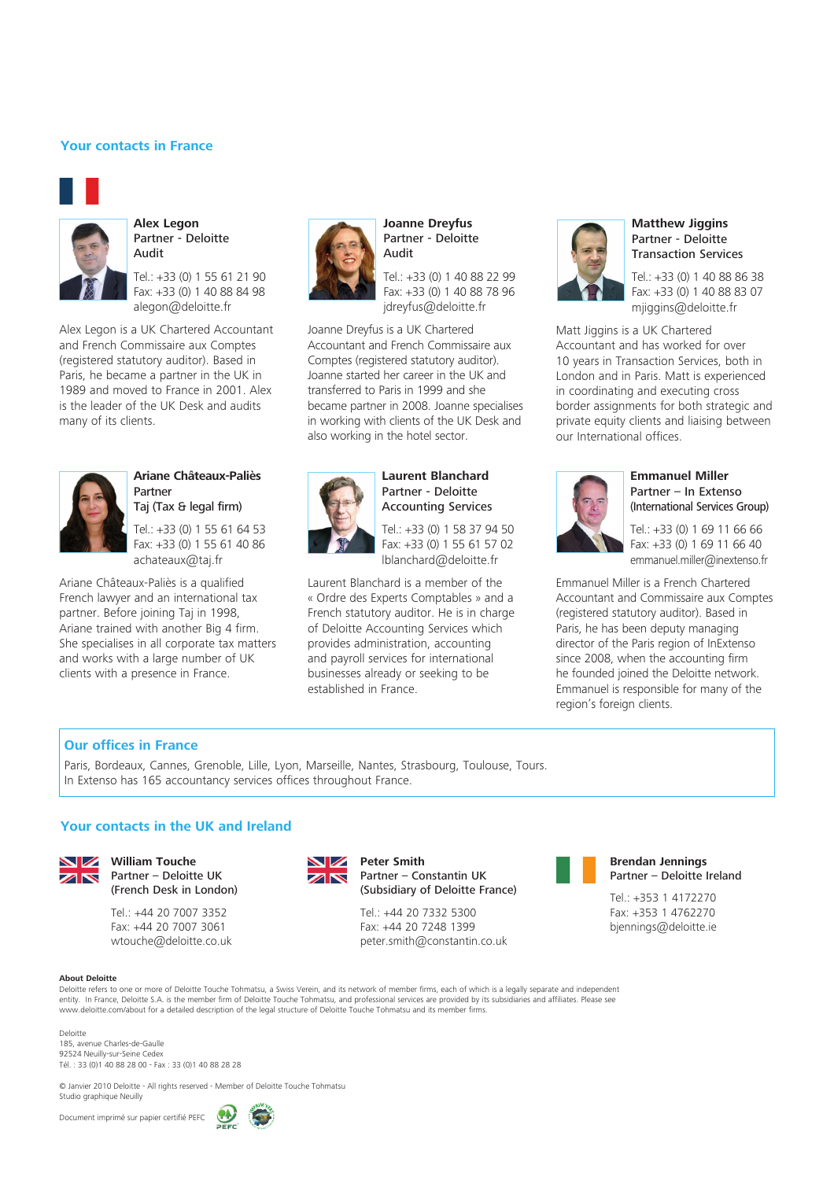## Your contacts in France

**Alex Legon**
Partner - Deloitte
Audit

Tel.: +33 (0) 1 55 61 21 90
Fax: +33 (0) 1 40 88 84 98
alegon@deloitte.fr

Alex Legon is a UK Chartered Accountant and French Commissaire aux Comptes (registered statutory auditor). Based in Paris, he became a partner in the UK in 1989 and moved to France in 2001. Alex is the leader of the UK Desk and audits many of its clients.

**Joanne Dreyfus**
Partner - Deloitte
Audit

Tel.: +33 (0) 1 40 88 22 99
Fax: +33 (0) 1 40 88 78 96
jdreyfus@deloitte.fr

Joanne Dreyfus is a UK Chartered Accountant and French Commissaire aux Comptes (registered statutory auditor). Joanne started her career in the UK and transferred to Paris in 1999 and she became partner in 2008. Joanne specialises in working with clients of the UK Desk and also working in the hotel sector.

**Matthew Jiggins**
Partner - Deloitte
Transaction Services

Tel.: +33 (0) 1 40 88 86 38
Fax: +33 (0) 1 40 88 83 07
mjiggins@deloitte.fr

Matt Jiggins is a UK Chartered Accountant and has worked for over 10 years in Transaction Services, both in London and in Paris. Matt is experienced in coordinating and executing cross border assignments for both strategic and private equity clients and liaising between our International offices.

**Ariane Châteaux-Paliès**
Partner
Taj (Tax & legal firm)

Tel.: +33 (0) 1 55 61 64 53
Fax: +33 (0) 1 55 61 40 86
achateaux@taj.fr

Ariane Châteaux-Paliès is a qualified French lawyer and an international tax partner. Before joining Taj in 1998, Ariane trained with another Big 4 firm. She specialises in all corporate tax matters and works with a large number of UK clients with a presence in France.

**Laurent Blanchard**
Partner - Deloitte
Accounting Services

Tel.: +33 (0) 1 58 37 94 50
Fax: +33 (0) 1 55 61 57 02
lblanchard@deloitte.fr

Laurent Blanchard is a member of the « Ordre des Experts Comptables » and a French statutory auditor. He is in charge of Deloitte Accounting Services which provides administration, accounting and payroll services for international businesses already or seeking to be established in France.

**Emmanuel Miller**
Partner – In Extenso
(International Services Group)

Tel.: +33 (0) 1 69 11 66 66
Fax: +33 (0) 1 69 11 66 40
emmanuel.miller@inextenso.fr

Emmanuel Miller is a French Chartered Accountant and Commissaire aux Comptes (registered statutory auditor). Based in Paris, he has been deputy managing director of the Paris region of InExtenso since 2008, when the accounting firm he founded joined the Deloitte network. Emmanuel is responsible for many of the region's foreign clients.

## Our offices in France

Paris, Bordeaux, Cannes, Grenoble, Lille, Lyon, Marseille, Nantes, Strasbourg, Toulouse, Tours.
In Extenso has 165 accountancy services offices throughout France.

## Your contacts in the UK and Ireland

**William Touche**
Partner – Deloitte UK
(French Desk in London)

Tel.: +44 20 7007 3352
Fax: +44 20 7007 3061
wtouche@deloitte.co.uk

**Peter Smith**
Partner – Constantin UK
(Subsidiary of Deloitte France)

Tel.: +44 20 7332 5300
Fax: +44 20 7248 1399
peter.smith@constantin.co.uk

**Brendan Jennings**
Partner – Deloitte Ireland

Tel.: +353 1 4172270
Fax: +353 1 4762270
bjennings@deloitte.ie

**About Deloitte**
Deloitte refers to one or more of Deloitte Touche Tohmatsu, a Swiss Verein, and its network of member firms, each of which is a legally separate and independent entity. In France, Deloitte S.A. is the member firm of Deloitte Touche Tohmatsu, and professional services are provided by its subsidiaries and affiliates. Please see www.deloitte.com/about for a detailed description of the legal structure of Deloitte Touche Tohmatsu and its member firms.

Deloitte
185, avenue Charles-de-Gaulle
92524 Neuilly-sur-Seine Cedex
Tél. : 33 (0)1 40 88 28 00 - Fax : 33 (0)1 40 88 28 28

© Janvier 2010 Deloitte - All rights reserved - Member of Deloitte Touche Tohmatsu
Studio graphique Neuilly

Document imprimé sur papier certifié PEFC